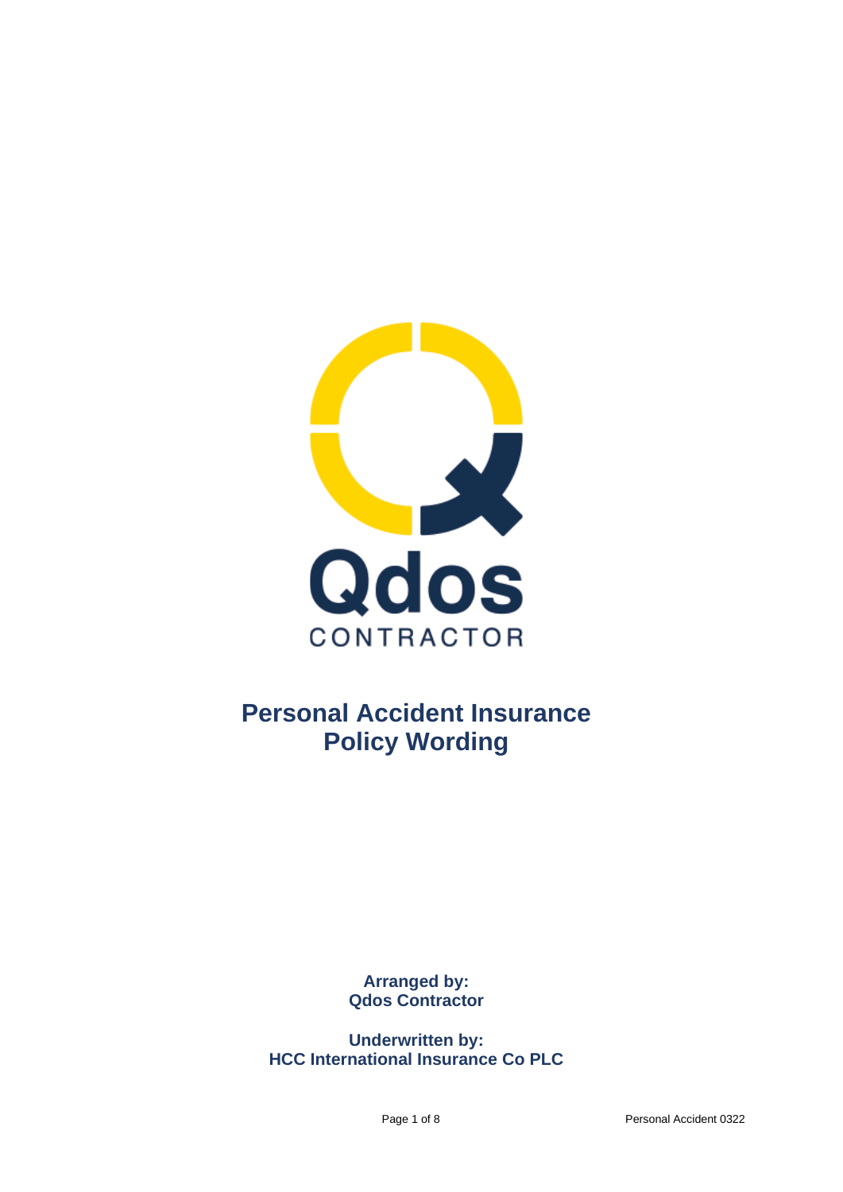Qdos

CONTRACTOR

# Personal Accident Insurance Policy Wording

**Arranged by:**
**Qdos Contractor**

**Underwritten by:**
**HCC International Insurance Co PLC**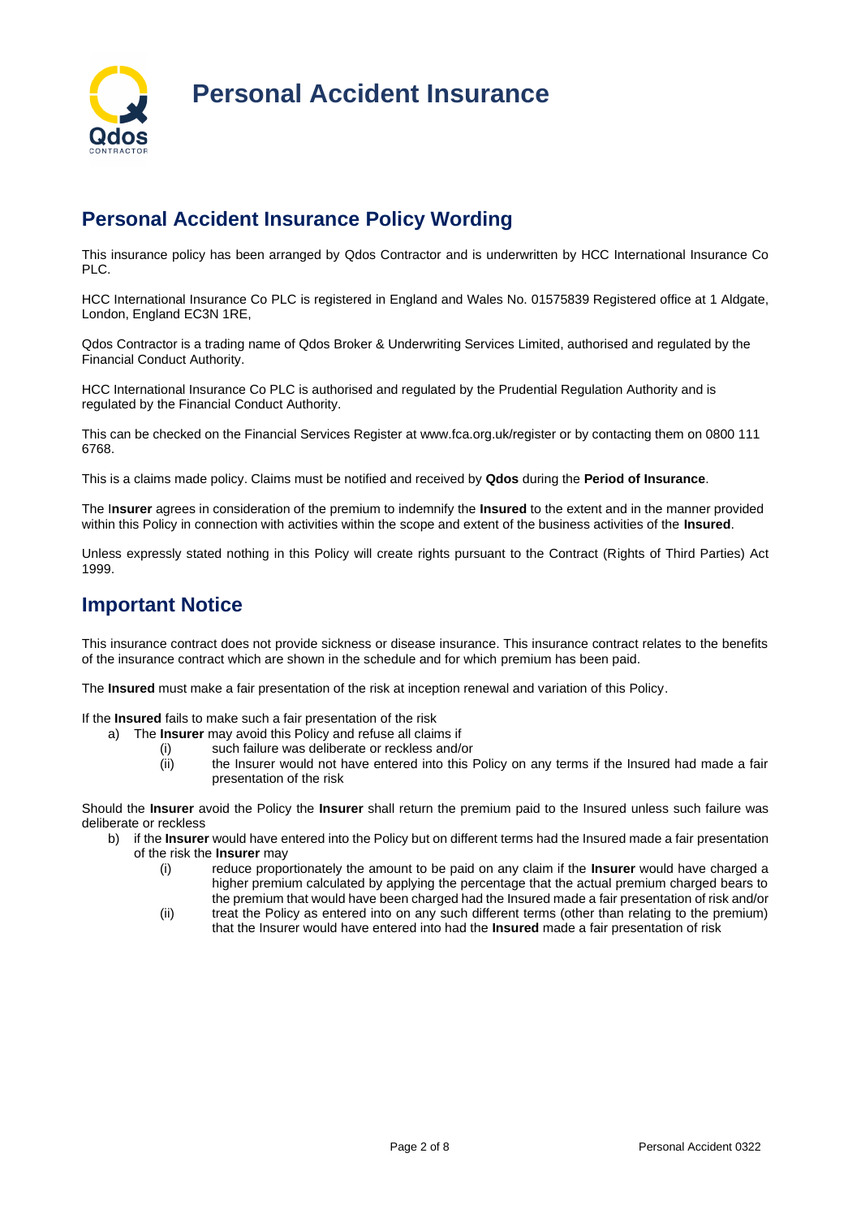# Personal Accident Insurance

## Personal Accident Insurance Policy Wording

This insurance policy has been arranged by Qdos Contractor and is underwritten by HCC International Insurance Co PLC.

HCC International Insurance Co PLC is registered in England and Wales No. 01575839 Registered office at 1 Aldgate, London, England EC3N 1RE,

Qdos Contractor is a trading name of Qdos Broker & Underwriting Services Limited, authorised and regulated by the Financial Conduct Authority.

HCC International Insurance Co PLC is authorised and regulated by the Prudential Regulation Authority and is regulated by the Financial Conduct Authority.

This can be checked on the Financial Services Register at www.fca.org.uk/register or by contacting them on 0800 111 6768.

This is a claims made policy. Claims must be notified and received by **Qdos** during the **Period of Insurance**.

The I**nsurer** agrees in consideration of the premium to indemnify the **Insured** to the extent and in the manner provided within this Policy in connection with activities within the scope and extent of the business activities of the **Insured**.

Unless expressly stated nothing in this Policy will create rights pursuant to the Contract (Rights of Third Parties) Act 1999.

## Important Notice

This insurance contract does not provide sickness or disease insurance. This insurance contract relates to the benefits of the insurance contract which are shown in the schedule and for which premium has been paid.

The **Insured** must make a fair presentation of the risk at inception renewal and variation of this Policy.

If the **Insured** fails to make such a fair presentation of the risk

a) The **Insurer** may avoid this Policy and refuse all claims if
   - (i) such failure was deliberate or reckless and/or
   - (ii) the Insurer would not have entered into this Policy on any terms if the Insured had made a fair presentation of the risk

Should the **Insurer** avoid the Policy the **Insurer** shall return the premium paid to the Insured unless such failure was deliberate or reckless

b) if the **Insurer** would have entered into the Policy but on different terms had the Insured made a fair presentation of the risk the **Insurer** may
   - (i) reduce proportionately the amount to be paid on any claim if the **Insurer** would have charged a higher premium calculated by applying the percentage that the actual premium charged bears to the premium that would have been charged had the Insured made a fair presentation of risk and/or
   - (ii) treat the Policy as entered into on any such different terms (other than relating to the premium) that the Insurer would have entered into had the **Insured** made a fair presentation of risk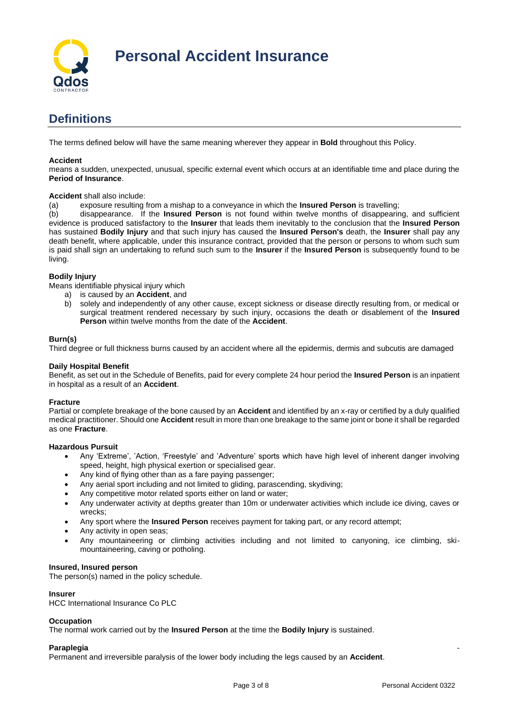# Personal Accident Insurance

## Definitions

The terms defined below will have the same meaning wherever they appear in **Bold** throughout this Policy.

**Accident**
means a sudden, unexpected, unusual, specific external event which occurs at an identifiable time and place during the **Period of Insurance**.

**Accident** shall also include:
(a) exposure resulting from a mishap to a conveyance in which the **Insured Person** is travelling;
(b) disappearance. If the **Insured Person** is not found within twelve months of disappearing, and sufficient evidence is produced satisfactory to the **Insurer** that leads them inevitably to the conclusion that the **Insured Person** has sustained **Bodily Injury** and that such injury has caused the **Insured Person's** death, the **Insurer** shall pay any death benefit, where applicable, under this insurance contract, provided that the person or persons to whom such sum is paid shall sign an undertaking to refund such sum to the **Insurer** if the **Insured Person** is subsequently found to be living.

**Bodily Injury**
Means identifiable physical injury which
a) is caused by an **Accident**, and
b) solely and independently of any other cause, except sickness or disease directly resulting from, or medical or surgical treatment rendered necessary by such injury, occasions the death or disablement of the **Insured Person** within twelve months from the date of the **Accident**.

**Burn(s)**
Third degree or full thickness burns caused by an accident where all the epidermis, dermis and subcutis are damaged

**Daily Hospital Benefit**
Benefit, as set out in the Schedule of Benefits, paid for every complete 24 hour period the **Insured Person** is an inpatient in hospital as a result of an **Accident**.

**Fracture**
Partial or complete breakage of the bone caused by an **Accident** and identified by an x-ray or certified by a duly qualified medical practitioner. Should one **Accident** result in more than one breakage to the same joint or bone it shall be regarded as one **Fracture**.

**Hazardous Pursuit**
- Any 'Extreme', 'Action, 'Freestyle' and 'Adventure' sports which have high level of inherent danger involving speed, height, high physical exertion or specialised gear.
- Any kind of flying other than as a fare paying passenger;
- Any aerial sport including and not limited to gliding, parascending, skydiving;
- Any competitive motor related sports either on land or water;
- Any underwater activity at depths greater than 10m or underwater activities which include ice diving, caves or wrecks;
- Any sport where the **Insured Person** receives payment for taking part, or any record attempt;
- Any activity in open seas;
- Any mountaineering or climbing activities including and not limited to canyoning, ice climbing, ski-mountaineering, caving or potholing.

**Insured, Insured person**
The person(s) named in the policy schedule.

**Insurer**
HCC International Insurance Co PLC

**Occupation**
The normal work carried out by the **Insured Person** at the time the **Bodily Injury** is sustained.

**Paraplegia**
Permanent and irreversible paralysis of the lower body including the legs caused by an **Accident**.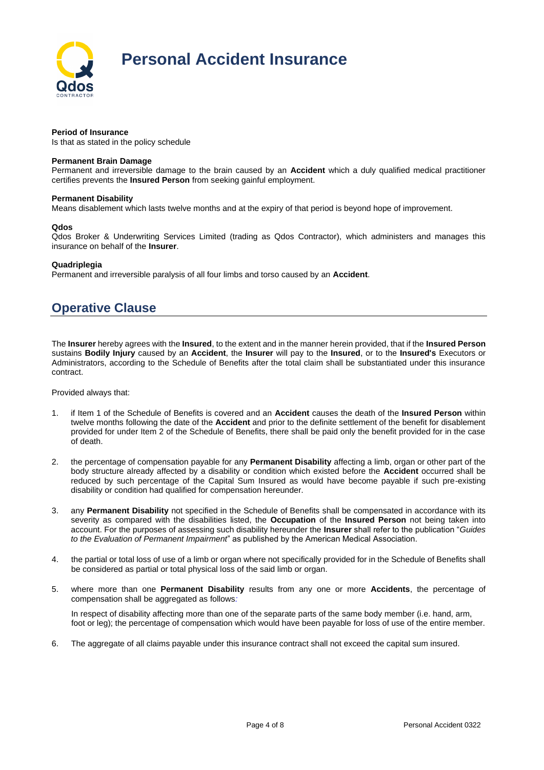# Personal Accident Insurance

**Period of Insurance**
Is that as stated in the policy schedule

**Permanent Brain Damage**
Permanent and irreversible damage to the brain caused by an **Accident** which a duly qualified medical practitioner certifies prevents the **Insured Person** from seeking gainful employment.

**Permanent Disability**
Means disablement which lasts twelve months and at the expiry of that period is beyond hope of improvement.

**Qdos**
Qdos Broker & Underwriting Services Limited (trading as Qdos Contractor), which administers and manages this insurance on behalf of the **Insurer**.

**Quadriplegia**
Permanent and irreversible paralysis of all four limbs and torso caused by an **Accident**.

## Operative Clause

The **Insurer** hereby agrees with the **Insured**, to the extent and in the manner herein provided, that if the **Insured Person** sustains **Bodily Injury** caused by an **Accident**, the **Insurer** will pay to the **Insured**, or to the **Insured's** Executors or Administrators, according to the Schedule of Benefits after the total claim shall be substantiated under this insurance contract.

Provided always that:

1. if Item 1 of the Schedule of Benefits is covered and an **Accident** causes the death of the **Insured Person** within twelve months following the date of the **Accident** and prior to the definite settlement of the benefit for disablement provided for under Item 2 of the Schedule of Benefits, there shall be paid only the benefit provided for in the case of death.

2. the percentage of compensation payable for any **Permanent Disability** affecting a limb, organ or other part of the body structure already affected by a disability or condition which existed before the **Accident** occurred shall be reduced by such percentage of the Capital Sum Insured as would have become payable if such pre-existing disability or condition had qualified for compensation hereunder.

3. any **Permanent Disability** not specified in the Schedule of Benefits shall be compensated in accordance with its severity as compared with the disabilities listed, the **Occupation** of the **Insured Person** not being taken into account. For the purposes of assessing such disability hereunder the **Insurer** shall refer to the publication "*Guides to the Evaluation of Permanent Impairment*" as published by the American Medical Association.

4. the partial or total loss of use of a limb or organ where not specifically provided for in the Schedule of Benefits shall be considered as partial or total physical loss of the said limb or organ.

5. where more than one **Permanent Disability** results from any one or more **Accidents**, the percentage of compensation shall be aggregated as follows*:*

   In respect of disability affecting more than one of the separate parts of the same body member (i.e. hand, arm, foot or leg); the percentage of compensation which would have been payable for loss of use of the entire member.

6. The aggregate of all claims payable under this insurance contract shall not exceed the capital sum insured.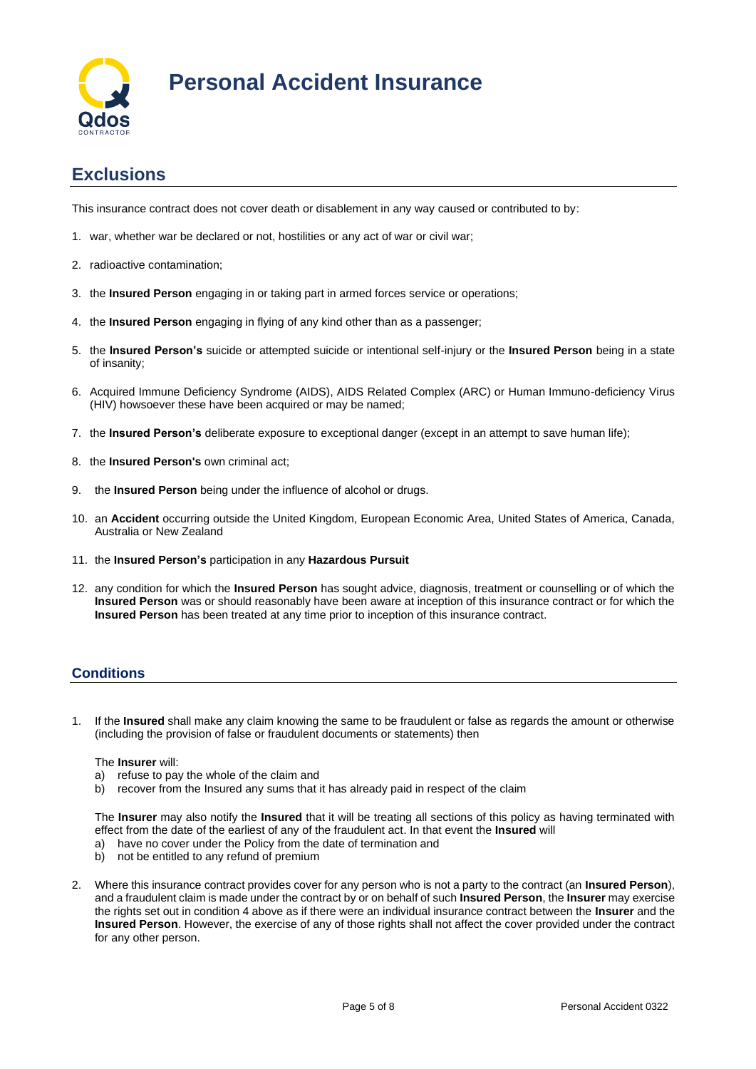# Personal Accident Insurance

## Exclusions

This insurance contract does not cover death or disablement in any way caused or contributed to by:

1. war, whether war be declared or not, hostilities or any act of war or civil war;
2. radioactive contamination;
3. the **Insured Person** engaging in or taking part in armed forces service or operations;
4. the **Insured Person** engaging in flying of any kind other than as a passenger;
5. the **Insured Person's** suicide or attempted suicide or intentional self-injury or the **Insured Person** being in a state of insanity;
6. Acquired Immune Deficiency Syndrome (AIDS), AIDS Related Complex (ARC) or Human Immuno-deficiency Virus (HIV) howsoever these have been acquired or may be named;
7. the **Insured Person's** deliberate exposure to exceptional danger (except in an attempt to save human life);
8. the **Insured Person's** own criminal act;
9. the **Insured Person** being under the influence of alcohol or drugs.
10. an **Accident** occurring outside the United Kingdom, European Economic Area, United States of America, Canada, Australia or New Zealand
11. the **Insured Person's** participation in any **Hazardous Pursuit**
12. any condition for which the **Insured Person** has sought advice, diagnosis, treatment or counselling or of which the **Insured Person** was or should reasonably have been aware at inception of this insurance contract or for which the **Insured Person** has been treated at any time prior to inception of this insurance contract.

## Conditions

1. If the **Insured** shall make any claim knowing the same to be fraudulent or false as regards the amount or otherwise (including the provision of false or fraudulent documents or statements) then

   The **Insurer** will:
   a) refuse to pay the whole of the claim and
   b) recover from the Insured any sums that it has already paid in respect of the claim

   The **Insurer** may also notify the **Insured** that it will be treating all sections of this policy as having terminated with effect from the date of the earliest of any of the fraudulent act. In that event the **Insured** will
   a) have no cover under the Policy from the date of termination and
   b) not be entitled to any refund of premium

2. Where this insurance contract provides cover for any person who is not a party to the contract (an **Insured Person**), and a fraudulent claim is made under the contract by or on behalf of such **Insured Person**, the **Insurer** may exercise the rights set out in condition 4 above as if there were an individual insurance contract between the **Insurer** and the **Insured Person**. However, the exercise of any of those rights shall not affect the cover provided under the contract for any other person.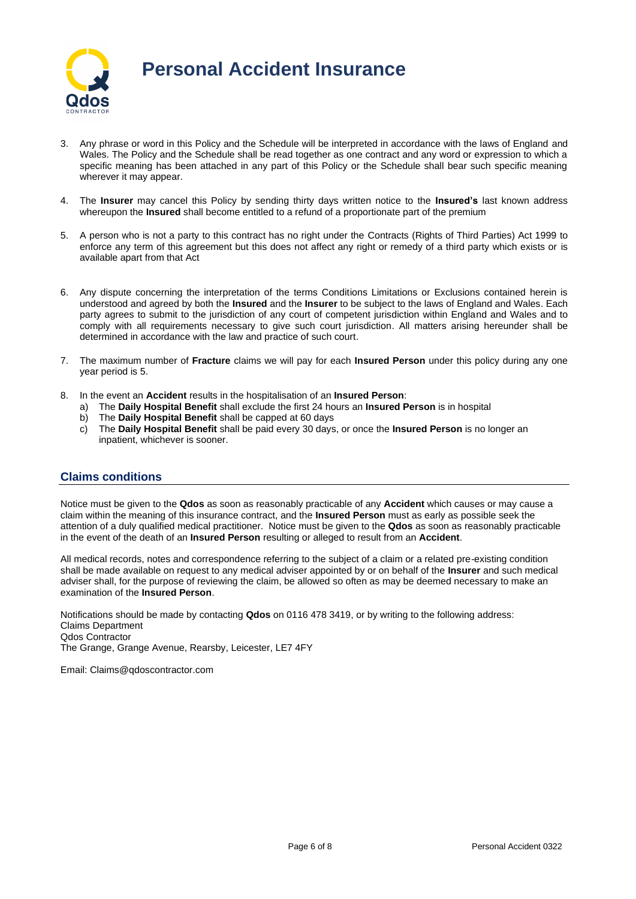3. Any phrase or word in this Policy and the Schedule will be interpreted in accordance with the laws of England and Wales. The Policy and the Schedule shall be read together as one contract and any word or expression to which a specific meaning has been attached in any part of this Policy or the Schedule shall bear such specific meaning wherever it may appear.

4. The **Insurer** may cancel this Policy by sending thirty days written notice to the **Insured's** last known address whereupon the **Insured** shall become entitled to a refund of a proportionate part of the premium

5. A person who is not a party to this contract has no right under the Contracts (Rights of Third Parties) Act 1999 to enforce any term of this agreement but this does not affect any right or remedy of a third party which exists or is available apart from that Act

6. Any dispute concerning the interpretation of the terms Conditions Limitations or Exclusions contained herein is understood and agreed by both the **Insured** and the **Insurer** to be subject to the laws of England and Wales. Each party agrees to submit to the jurisdiction of any court of competent jurisdiction within England and Wales and to comply with all requirements necessary to give such court jurisdiction. All matters arising hereunder shall be determined in accordance with the law and practice of such court.

7. The maximum number of **Fracture** claims we will pay for each **Insured Person** under this policy during any one year period is 5.

8. In the event an **Accident** results in the hospitalisation of an **Insured Person**:
   a) The **Daily Hospital Benefit** shall exclude the first 24 hours an **Insured Person** is in hospital
   b) The **Daily Hospital Benefit** shall be capped at 60 days
   c) The **Daily Hospital Benefit** shall be paid every 30 days, or once the **Insured Person** is no longer an inpatient, whichever is sooner.

## Claims conditions

Notice must be given to the **Qdos** as soon as reasonably practicable of any **Accident** which causes or may cause a claim within the meaning of this insurance contract, and the **Insured Person** must as early as possible seek the attention of a duly qualified medical practitioner. Notice must be given to the **Qdos** as soon as reasonably practicable in the event of the death of an **Insured Person** resulting or alleged to result from an **Accident**.

All medical records, notes and correspondence referring to the subject of a claim or a related pre-existing condition shall be made available on request to any medical adviser appointed by or on behalf of the **Insurer** and such medical adviser shall, for the purpose of reviewing the claim, be allowed so often as may be deemed necessary to make an examination of the **Insured Person**.

Notifications should be made by contacting **Qdos** on 0116 478 3419, or by writing to the following address:
Claims Department
Qdos Contractor
The Grange, Grange Avenue, Rearsby, Leicester, LE7 4FY

Email: Claims@qdoscontractor.com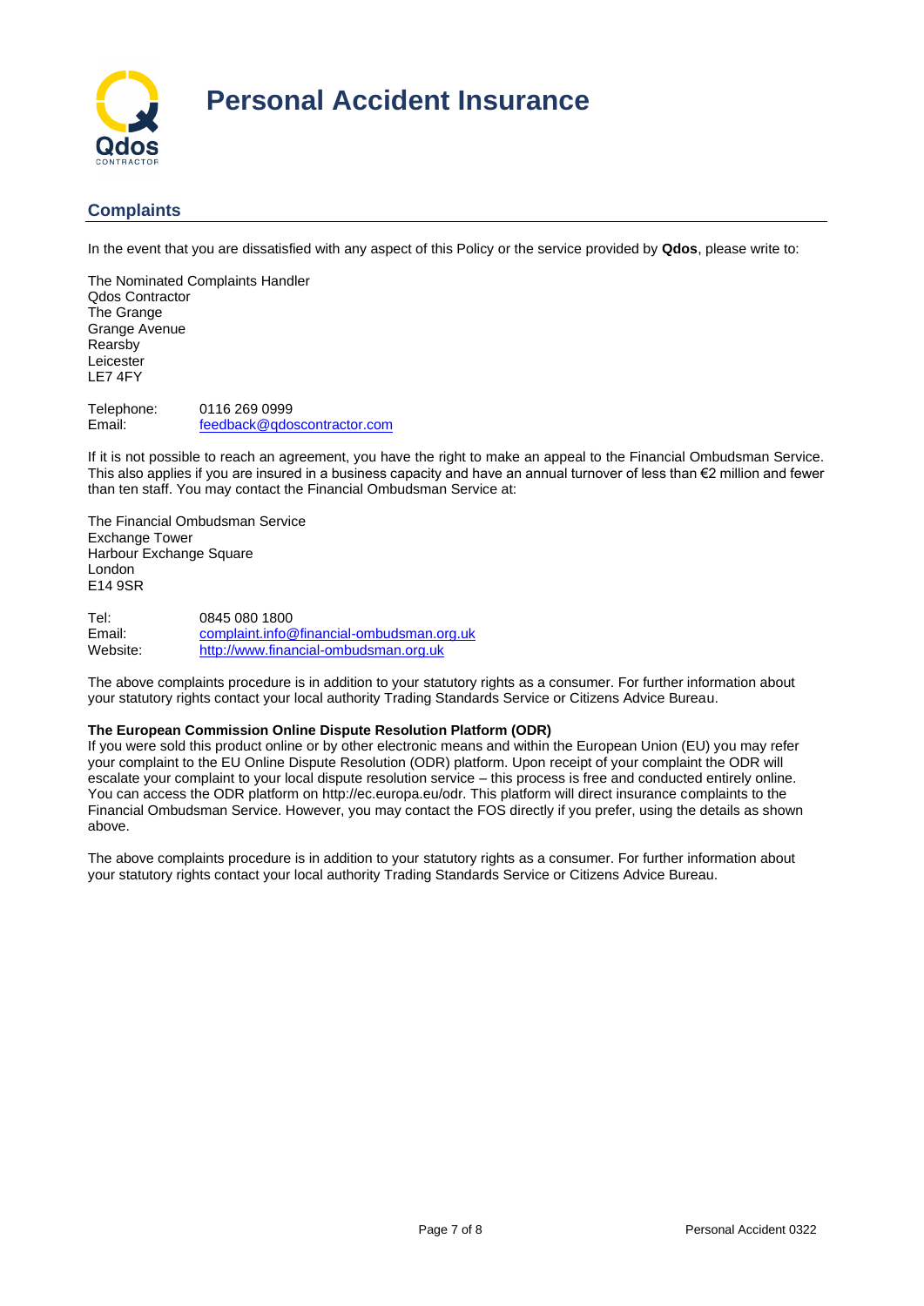# Personal Accident Insurance

## Complaints

In the event that you are dissatisfied with any aspect of this Policy or the service provided by **Qdos**, please write to:

The Nominated Complaints Handler
Qdos Contractor
The Grange
Grange Avenue
Rearsby
Leicester
LE7 4FY

Telephone: 0116 269 0999
Email: feedback@qdoscontractor.com

If it is not possible to reach an agreement, you have the right to make an appeal to the Financial Ombudsman Service. This also applies if you are insured in a business capacity and have an annual turnover of less than €2 million and fewer than ten staff. You may contact the Financial Ombudsman Service at:

The Financial Ombudsman Service
Exchange Tower
Harbour Exchange Square
London
E14 9SR

Tel: 0845 080 1800
Email: complaint.info@financial-ombudsman.org.uk
Website: http://www.financial-ombudsman.org.uk

The above complaints procedure is in addition to your statutory rights as a consumer. For further information about your statutory rights contact your local authority Trading Standards Service or Citizens Advice Bureau.

**The European Commission Online Dispute Resolution Platform (ODR)**
If you were sold this product online or by other electronic means and within the European Union (EU) you may refer your complaint to the EU Online Dispute Resolution (ODR) platform. Upon receipt of your complaint the ODR will escalate your complaint to your local dispute resolution service – this process is free and conducted entirely online. You can access the ODR platform on http://ec.europa.eu/odr. This platform will direct insurance complaints to the Financial Ombudsman Service. However, you may contact the FOS directly if you prefer, using the details as shown above.

The above complaints procedure is in addition to your statutory rights as a consumer. For further information about your statutory rights contact your local authority Trading Standards Service or Citizens Advice Bureau.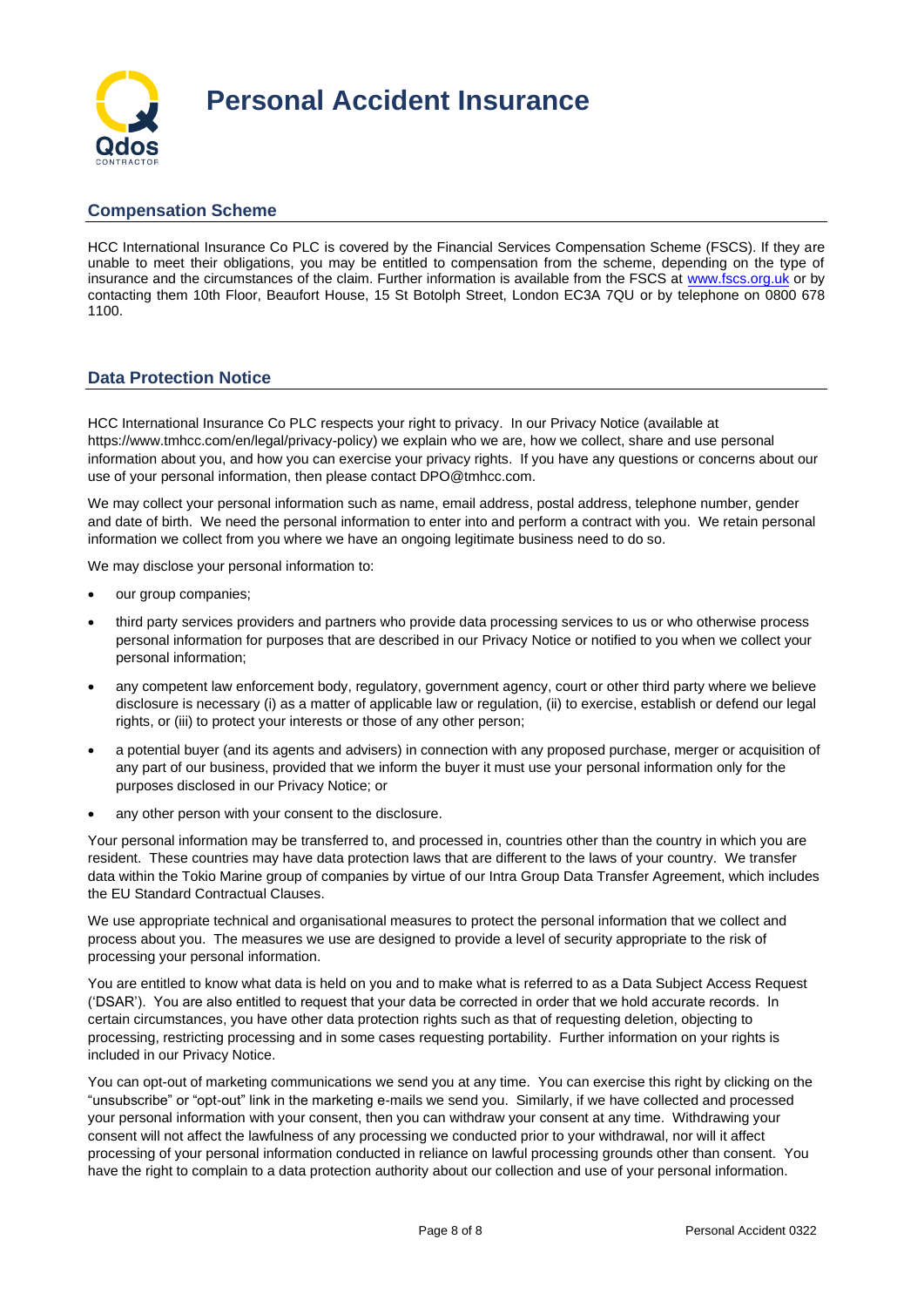# Personal Accident Insurance

## Compensation Scheme

HCC International Insurance Co PLC is covered by the Financial Services Compensation Scheme (FSCS). If they are unable to meet their obligations, you may be entitled to compensation from the scheme, depending on the type of insurance and the circumstances of the claim. Further information is available from the FSCS at www.fscs.org.uk or by contacting them 10th Floor, Beaufort House, 15 St Botolph Street, London EC3A 7QU or by telephone on 0800 678 1100.

## Data Protection Notice

HCC International Insurance Co PLC respects your right to privacy. In our Privacy Notice (available at https://www.tmhcc.com/en/legal/privacy-policy) we explain who we are, how we collect, share and use personal information about you, and how you can exercise your privacy rights. If you have any questions or concerns about our use of your personal information, then please contact DPO@tmhcc.com.

We may collect your personal information such as name, email address, postal address, telephone number, gender and date of birth. We need the personal information to enter into and perform a contract with you. We retain personal information we collect from you where we have an ongoing legitimate business need to do so.

We may disclose your personal information to:

- our group companies;
- third party services providers and partners who provide data processing services to us or who otherwise process personal information for purposes that are described in our Privacy Notice or notified to you when we collect your personal information;
- any competent law enforcement body, regulatory, government agency, court or other third party where we believe disclosure is necessary (i) as a matter of applicable law or regulation, (ii) to exercise, establish or defend our legal rights, or (iii) to protect your interests or those of any other person;
- a potential buyer (and its agents and advisers) in connection with any proposed purchase, merger or acquisition of any part of our business, provided that we inform the buyer it must use your personal information only for the purposes disclosed in our Privacy Notice; or
- any other person with your consent to the disclosure.

Your personal information may be transferred to, and processed in, countries other than the country in which you are resident. These countries may have data protection laws that are different to the laws of your country. We transfer data within the Tokio Marine group of companies by virtue of our Intra Group Data Transfer Agreement, which includes the EU Standard Contractual Clauses.

We use appropriate technical and organisational measures to protect the personal information that we collect and process about you. The measures we use are designed to provide a level of security appropriate to the risk of processing your personal information.

You are entitled to know what data is held on you and to make what is referred to as a Data Subject Access Request ('DSAR'). You are also entitled to request that your data be corrected in order that we hold accurate records. In certain circumstances, you have other data protection rights such as that of requesting deletion, objecting to processing, restricting processing and in some cases requesting portability. Further information on your rights is included in our Privacy Notice.

You can opt-out of marketing communications we send you at any time. You can exercise this right by clicking on the "unsubscribe" or "opt-out" link in the marketing e-mails we send you. Similarly, if we have collected and processed your personal information with your consent, then you can withdraw your consent at any time. Withdrawing your consent will not affect the lawfulness of any processing we conducted prior to your withdrawal, nor will it affect processing of your personal information conducted in reliance on lawful processing grounds other than consent. You have the right to complain to a data protection authority about our collection and use of your personal information.